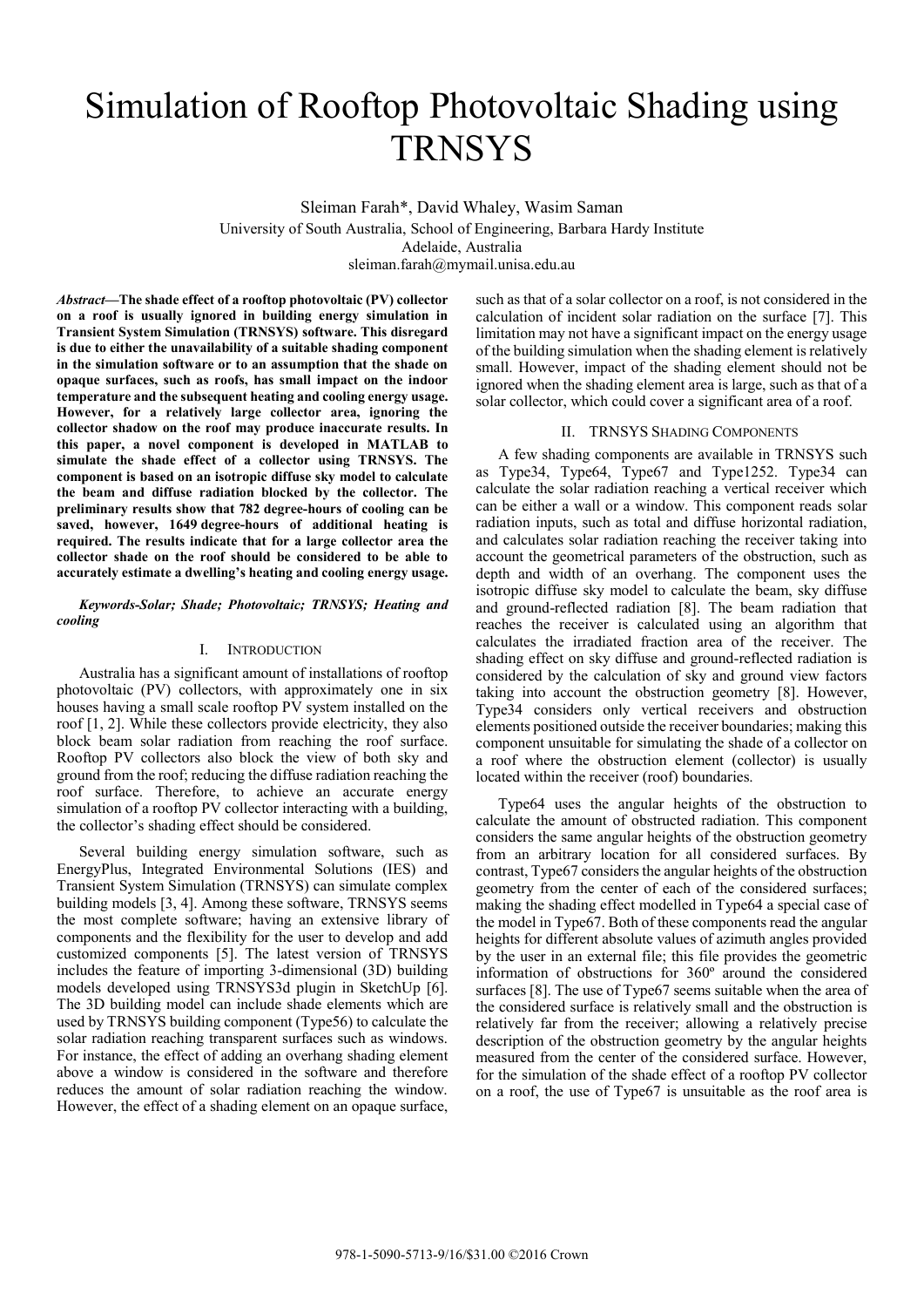# Simulation of Rooftop Photovoltaic Shading using TRNSYS

Sleiman Farah*, David Whaley, Wasim Saman

University of South Australia, School of Engineering, Barbara Hardy Institute

Adelaide, Australia

sleiman.farah@mymail.unisa.edu.au

***Abstract*—The shade effect of a rooftop photovoltaic (PV) collector on a roof is usually ignored in building energy simulation in Transient System Simulation (TRNSYS) software. This disregard is due to either the unavailability of a suitable shading component in the simulation software or to an assumption that the shade on opaque surfaces, such as roofs, has small impact on the indoor temperature and the subsequent heating and cooling energy usage. However, for a relatively large collector area, ignoring the collector shadow on the roof may produce inaccurate results. In this paper, a novel component is developed in MATLAB to simulate the shade effect of a collector using TRNSYS. The component is based on an isotropic diffuse sky model to calculate the beam and diffuse radiation blocked by the collector. The preliminary results show that 782 degree-hours of cooling can be saved, however, 1649 degree-hours of additional heating is required. The results indicate that for a large collector area the collector shade on the roof should be considered to be able to accurately estimate a dwelling's heating and cooling energy usage.**

***Keywords-Solar; Shade; Photovoltaic; TRNSYS; Heating and cooling***

## I. Introduction

Australia has a significant amount of installations of rooftop photovoltaic (PV) collectors, with approximately one in six houses having a small scale rooftop PV system installed on the roof [1, 2]. While these collectors provide electricity, they also block beam solar radiation from reaching the roof surface. Rooftop PV collectors also block the view of both sky and ground from the roof; reducing the diffuse radiation reaching the roof surface. Therefore, to achieve an accurate energy simulation of a rooftop PV collector interacting with a building, the collector's shading effect should be considered.

Several building energy simulation software, such as EnergyPlus, Integrated Environmental Solutions (IES) and Transient System Simulation (TRNSYS) can simulate complex building models [3, 4]. Among these software, TRNSYS seems the most complete software; having an extensive library of components and the flexibility for the user to develop and add customized components [5]. The latest version of TRNSYS includes the feature of importing 3-dimensional (3D) building models developed using TRNSYS3d plugin in SketchUp [6]. The 3D building model can include shade elements which are used by TRNSYS building component (Type56) to calculate the solar radiation reaching transparent surfaces such as windows. For instance, the effect of adding an overhang shading element above a window is considered in the software and therefore reduces the amount of solar radiation reaching the window. However, the effect of a shading element on an opaque surface, such as that of a solar collector on a roof, is not considered in the calculation of incident solar radiation on the surface [7]. This limitation may not have a significant impact on the energy usage of the building simulation when the shading element is relatively small. However, impact of the shading element should not be ignored when the shading element area is large, such as that of a solar collector, which could cover a significant area of a roof.

## II. TRNSYS Shading Components

A few shading components are available in TRNSYS such as Type34, Type64, Type67 and Type1252. Type34 can calculate the solar radiation reaching a vertical receiver which can be either a wall or a window. This component reads solar radiation inputs, such as total and diffuse horizontal radiation, and calculates solar radiation reaching the receiver taking into account the geometrical parameters of the obstruction, such as depth and width of an overhang. The component uses the isotropic diffuse sky model to calculate the beam, sky diffuse and ground-reflected radiation [8]. The beam radiation that reaches the receiver is calculated using an algorithm that calculates the irradiated fraction area of the receiver. The shading effect on sky diffuse and ground-reflected radiation is considered by the calculation of sky and ground view factors taking into account the obstruction geometry [8]. However, Type34 considers only vertical receivers and obstruction elements positioned outside the receiver boundaries; making this component unsuitable for simulating the shade of a collector on a roof where the obstruction element (collector) is usually located within the receiver (roof) boundaries.

Type64 uses the angular heights of the obstruction to calculate the amount of obstructed radiation. This component considers the same angular heights of the obstruction geometry from an arbitrary location for all considered surfaces. By contrast, Type67 considers the angular heights of the obstruction geometry from the center of each of the considered surfaces; making the shading effect modelled in Type64 a special case of the model in Type67. Both of these components read the angular heights for different absolute values of azimuth angles provided by the user in an external file; this file provides the geometric information of obstructions for 360º around the considered surfaces [8]. The use of Type67 seems suitable when the area of the considered surface is relatively small and the obstruction is relatively far from the receiver; allowing a relatively precise description of the obstruction geometry by the angular heights measured from the center of the considered surface. However, for the simulation of the shade effect of a rooftop PV collector on a roof, the use of Type67 is unsuitable as the roof area is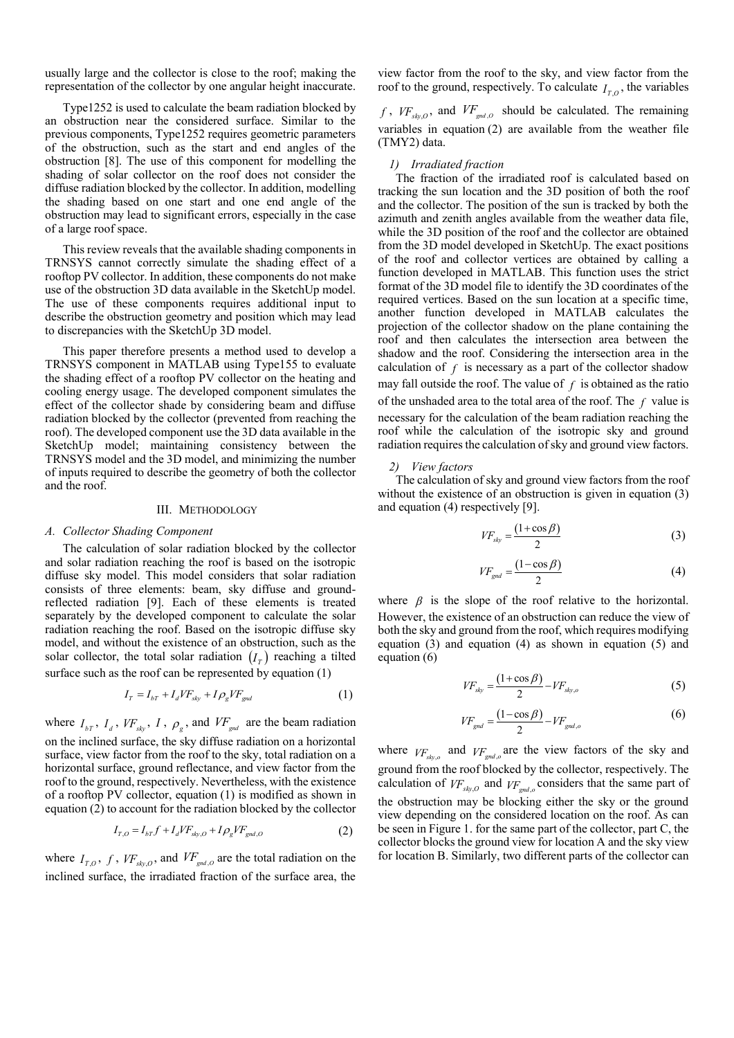usually large and the collector is close to the roof; making the representation of the collector by one angular height inaccurate.

Type1252 is used to calculate the beam radiation blocked by an obstruction near the considered surface. Similar to the previous components, Type1252 requires geometric parameters of the obstruction, such as the start and end angles of the obstruction [8]. The use of this component for modelling the shading of solar collector on the roof does not consider the diffuse radiation blocked by the collector. In addition, modelling the shading based on one start and one end angle of the obstruction may lead to significant errors, especially in the case of a large roof space.

This review reveals that the available shading components in TRNSYS cannot correctly simulate the shading effect of a rooftop PV collector. In addition, these components do not make use of the obstruction 3D data available in the SketchUp model. The use of these components requires additional input to describe the obstruction geometry and position which may lead to discrepancies with the SketchUp 3D model.

This paper therefore presents a method used to develop a TRNSYS component in MATLAB using Type155 to evaluate the shading effect of a rooftop PV collector on the heating and cooling energy usage. The developed component simulates the effect of the collector shade by considering beam and diffuse radiation blocked by the collector (prevented from reaching the roof). The developed component use the 3D data available in the SketchUp model; maintaining consistency between the TRNSYS model and the 3D model, and minimizing the number of inputs required to describe the geometry of both the collector and the roof.

## III. Methodology

### *A. Collector Shading Component*

The calculation of solar radiation blocked by the collector and solar radiation reaching the roof is based on the isotropic diffuse sky model. This model considers that solar radiation consists of three elements: beam, sky diffuse and ground-reflected radiation [9]. Each of these elements is treated separately by the developed component to calculate the solar radiation reaching the roof. Based on the isotropic diffuse sky model, and without the existence of an obstruction, such as the solar collector, the total solar radiation $(I_T)$ reaching a tilted surface such as the roof can be represented by equation (1)

$$I_T = I_{bT} + I_d VF_{sky} + I \rho_g VF_{gnd} \tag{1}$$

where $I_{bT}$, $I_d$, $VF_{sky}$, $I$, $\rho_g$, and $VF_{gnd}$ are the beam radiation on the inclined surface, the sky diffuse radiation on a horizontal surface, view factor from the roof to the sky, total radiation on a horizontal surface, ground reflectance, and view factor from the roof to the ground, respectively. Nevertheless, with the existence of a rooftop PV collector, equation (1) is modified as shown in equation (2) to account for the radiation blocked by the collector

$$I_{T,O} = I_{bT} f + I_d VF_{sky,O} + I \rho_g VF_{gnd,O} \tag{2}$$

where $I_{T,O}$, $f$, $VF_{sky,O}$, and $VF_{gnd,O}$ are the total radiation on the inclined surface, the irradiated fraction of the surface area, the view factor from the roof to the sky, and view factor from the roof to the ground, respectively. To calculate $I_{T,O}$, the variables $f$, $VF_{sky,O}$, and $VF_{gnd,O}$ should be calculated. The remaining variables in equation (2) are available from the weather file (TMY2) data.

#### *1) Irradiated fraction*

The fraction of the irradiated roof is calculated based on tracking the sun location and the 3D position of both the roof and the collector. The position of the sun is tracked by both the azimuth and zenith angles available from the weather data file, while the 3D position of the roof and the collector are obtained from the 3D model developed in SketchUp. The exact positions of the roof and collector vertices are obtained by calling a function developed in MATLAB. This function uses the strict format of the 3D model file to identify the 3D coordinates of the required vertices. Based on the sun location at a specific time, another function developed in MATLAB calculates the projection of the collector shadow on the plane containing the roof and then calculates the intersection area between the shadow and the roof. Considering the intersection area in the calculation of $f$ is necessary as a part of the collector shadow may fall outside the roof. The value of $f$ is obtained as the ratio of the unshaded area to the total area of the roof. The $f$ value is necessary for the calculation of the beam radiation reaching the roof while the calculation of the isotropic sky and ground radiation requires the calculation of sky and ground view factors.

#### *2) View factors*

The calculation of sky and ground view factors from the roof without the existence of an obstruction is given in equation (3) and equation (4) respectively [9].

$$VF_{sky} = \frac{(1+\cos\beta)}{2} \tag{3}$$

$$VF_{gnd} = \frac{(1-\cos\beta)}{2} \tag{4}$$

where $\beta$ is the slope of the roof relative to the horizontal. However, the existence of an obstruction can reduce the view of both the sky and ground from the roof, which requires modifying equation (3) and equation (4) as shown in equation (5) and equation (6)

$$VF_{sky} = \frac{(1+\cos\beta)}{2} - VF_{sky,o} \tag{5}$$

$$VF_{gnd} = \frac{(1-\cos\beta)}{2} - VF_{gnd,o} \tag{6}$$

where $VF_{sky,o}$ and $VF_{gnd,o}$ are the view factors of the sky and ground from the roof blocked by the collector, respectively. The calculation of $VF_{sky,O}$ and $VF_{gnd,o}$ considers that the same part of the obstruction may be blocking either the sky or the ground view depending on the considered location on the roof. As can be seen in Figure 1. for the same part of the collector, part C, the collector blocks the ground view for location A and the sky view for location B. Similarly, two different parts of the collector can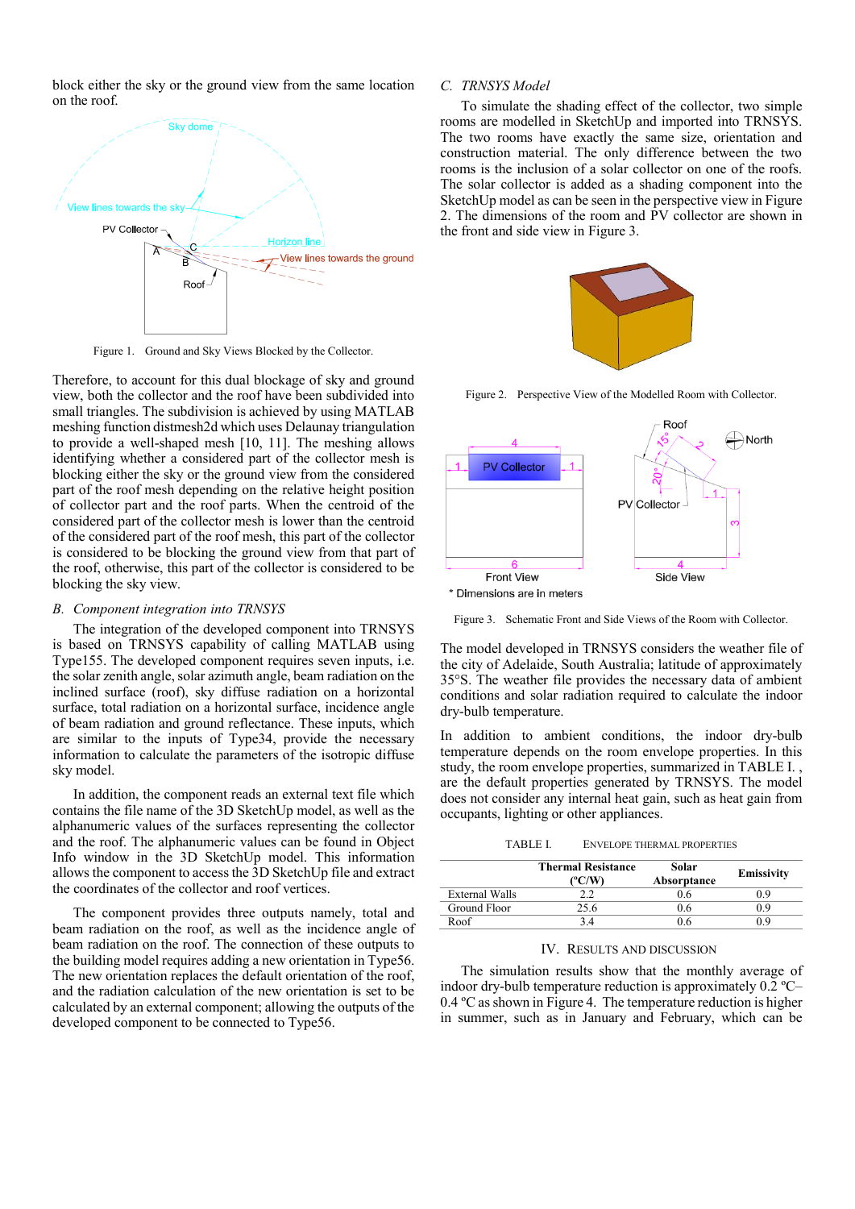block either the sky or the ground view from the same location on the roof.

Figure 1. Ground and Sky Views Blocked by the Collector.

Therefore, to account for this dual blockage of sky and ground view, both the collector and the roof have been subdivided into small triangles. The subdivision is achieved by using MATLAB meshing function distmesh2d which uses Delaunay triangulation to provide a well-shaped mesh [10, 11]. The meshing allows identifying whether a considered part of the collector mesh is blocking either the sky or the ground view from the considered part of the roof mesh depending on the relative height position of collector part and the roof parts. When the centroid of the considered part of the collector mesh is lower than the centroid of the considered part of the roof mesh, this part of the collector is considered to be blocking the ground view from that part of the roof, otherwise, this part of the collector is considered to be blocking the sky view.

### B. Component integration into TRNSYS

The integration of the developed component into TRNSYS is based on TRNSYS capability of calling MATLAB using Type155. The developed component requires seven inputs, i.e. the solar zenith angle, solar azimuth angle, beam radiation on the inclined surface (roof), sky diffuse radiation on a horizontal surface, total radiation on a horizontal surface, incidence angle of beam radiation and ground reflectance. These inputs, which are similar to the inputs of Type34, provide the necessary information to calculate the parameters of the isotropic diffuse sky model.

In addition, the component reads an external text file which contains the file name of the 3D SketchUp model, as well as the alphanumeric values of the surfaces representing the collector and the roof. The alphanumeric values can be found in Object Info window in the 3D SketchUp model. This information allows the component to access the 3D SketchUp file and extract the coordinates of the collector and roof vertices.

The component provides three outputs namely, total and beam radiation on the roof, as well as the incidence angle of beam radiation on the roof. The connection of these outputs to the building model requires adding a new orientation in Type56. The new orientation replaces the default orientation of the roof, and the radiation calculation of the new orientation is set to be calculated by an external component; allowing the outputs of the developed component to be connected to Type56.

### C. TRNSYS Model

To simulate the shading effect of the collector, two simple rooms are modelled in SketchUp and imported into TRNSYS. The two rooms have exactly the same size, orientation and construction material. The only difference between the two rooms is the inclusion of a solar collector on one of the roofs. The solar collector is added as a shading component into the SketchUp model as can be seen in the perspective view in Figure 2. The dimensions of the room and PV collector are shown in the front and side view in Figure 3.

Figure 2. Perspective View of the Modelled Room with Collector.

Figure 3. Schematic Front and Side Views of the Room with Collector.

The model developed in TRNSYS considers the weather file of the city of Adelaide, South Australia; latitude of approximately 35°S. The weather file provides the necessary data of ambient conditions and solar radiation required to calculate the indoor dry-bulb temperature.

In addition to ambient conditions, the indoor dry-bulb temperature depends on the room envelope properties. In this study, the room envelope properties, summarized in TABLE I. , are the default properties generated by TRNSYS. The model does not consider any internal heat gain, such as heat gain from occupants, lighting or other appliances.

TABLE I. ENVELOPE THERMAL PROPERTIES

| | Thermal Resistance (ºC/W) | Solar Absorptance | Emissivity |
|---|---|---|---|
| External Walls | 2.2 | 0.6 | 0.9 |
| Ground Floor | 25.6 | 0.6 | 0.9 |
| Roof | 3.4 | 0.6 | 0.9 |

## IV. RESULTS AND DISCUSSION

The simulation results show that the monthly average of indoor dry-bulb temperature reduction is approximately 0.2 ºC–0.4 ºC as shown in Figure 4. The temperature reduction is higher in summer, such as in January and February, which can be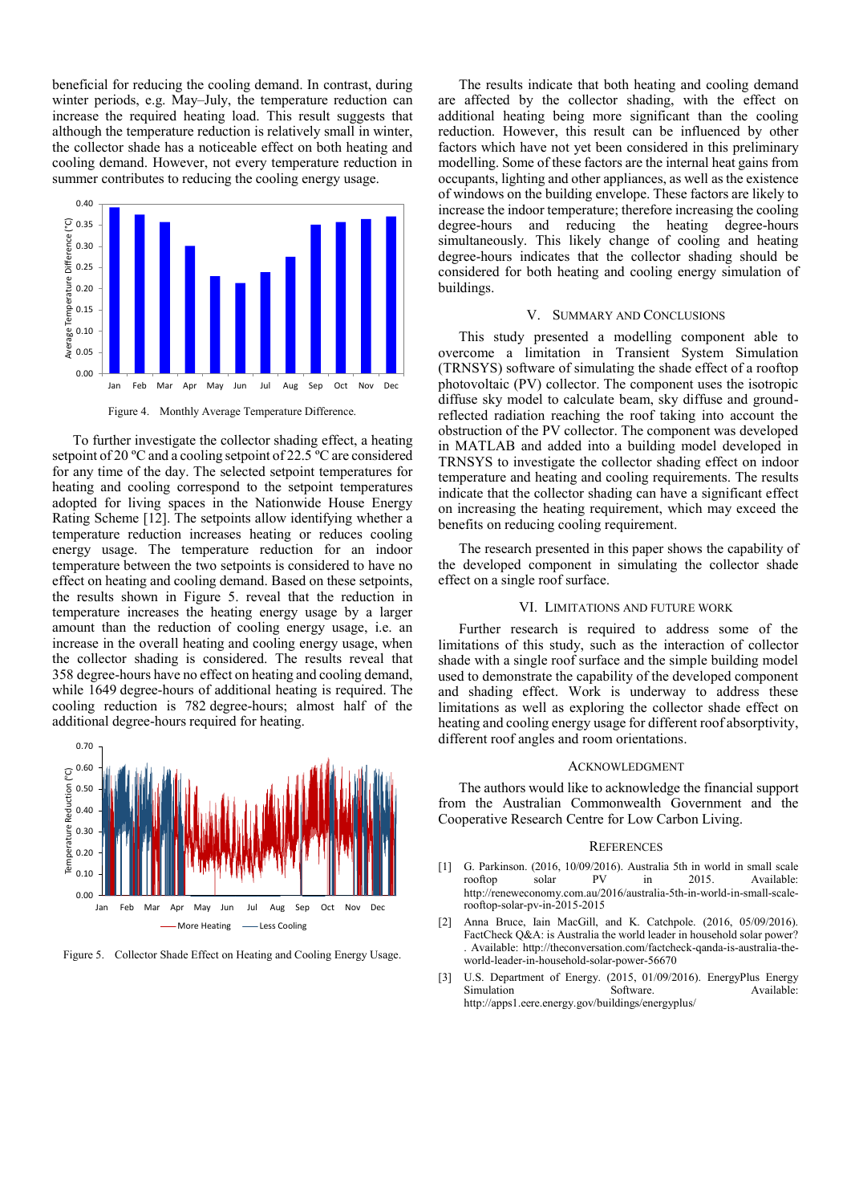beneficial for reducing the cooling demand. In contrast, during winter periods, e.g. May–July, the temperature reduction can increase the required heating load. This result suggests that although the temperature reduction is relatively small in winter, the collector shade has a noticeable effect on both heating and cooling demand. However, not every temperature reduction in summer contributes to reducing the cooling energy usage.

0.40
0.35
0.30
0.25
0.20
0.15
0.10
0.05
0.00
Average Temperature Difference (°C)
Jan Feb Mar Apr May Jun Jul Aug Sep Oct Nov Dec

Figure 4. Monthly Average Temperature Difference.

To further investigate the collector shading effect, a heating setpoint of 20 ºC and a cooling setpoint of 22.5 ºC are considered for any time of the day. The selected setpoint temperatures for heating and cooling correspond to the setpoint temperatures adopted for living spaces in the Nationwide House Energy Rating Scheme [12]. The setpoints allow identifying whether a temperature reduction increases heating or reduces cooling energy usage. The temperature reduction for an indoor temperature between the two setpoints is considered to have no effect on heating and cooling demand. Based on these setpoints, the results shown in Figure 5. reveal that the reduction in temperature increases the heating energy usage by a larger amount than the reduction of cooling energy usage, i.e. an increase in the overall heating and cooling energy usage, when the collector shading is considered. The results reveal that 358 degree-hours have no effect on heating and cooling demand, while 1649 degree-hours of additional heating is required. The cooling reduction is 782 degree-hours; almost half of the additional degree-hours required for heating.

0.70
0.60
0.50
0.40
0.30
0.20
0.10
0.00
Temperature Reduction (°C)
Jan Feb Mar Apr May Jun Jul Aug Sep Oct Nov Dec
More Heating
Less Cooling

Figure 5. Collector Shade Effect on Heating and Cooling Energy Usage.

The results indicate that both heating and cooling demand are affected by the collector shading, with the effect on additional heating being more significant than the cooling reduction. However, this result can be influenced by other factors which have not yet been considered in this preliminary modelling. Some of these factors are the internal heat gains from occupants, lighting and other appliances, as well as the existence of windows on the building envelope. These factors are likely to increase the indoor temperature; therefore increasing the cooling degree-hours and reducing the heating degree-hours simultaneously. This likely change of cooling and heating degree-hours indicates that the collector shading should be considered for both heating and cooling energy simulation of buildings.

## V. Summary and Conclusions

This study presented a modelling component able to overcome a limitation in Transient System Simulation (TRNSYS) software of simulating the shade effect of a rooftop photovoltaic (PV) collector. The component uses the isotropic diffuse sky model to calculate beam, sky diffuse and ground-reflected radiation reaching the roof taking into account the obstruction of the PV collector. The component was developed in MATLAB and added into a building model developed in TRNSYS to investigate the collector shading effect on indoor temperature and heating and cooling requirements. The results indicate that the collector shading can have a significant effect on increasing the heating requirement, which may exceed the benefits on reducing cooling requirement.

The research presented in this paper shows the capability of the developed component in simulating the collector shade effect on a single roof surface.

## VI. Limitations and Future Work

Further research is required to address some of the limitations of this study, such as the interaction of collector shade with a single roof surface and the simple building model used to demonstrate the capability of the developed component and shading effect. Work is underway to address these limitations as well as exploring the collector shade effect on heating and cooling energy usage for different roof absorptivity, different roof angles and room orientations.

## Acknowledgment

The authors would like to acknowledge the financial support from the Australian Commonwealth Government and the Cooperative Research Centre for Low Carbon Living.

## References

[1] G. Parkinson. (2016, 10/09/2016). Australia 5th in world in small scale rooftop solar PV in 2015. Available: http://reneweconomy.com.au/2016/australia-5th-in-world-in-small-scale-rooftop-solar-pv-in-2015-2015

[2] Anna Bruce, Iain MacGill, and K. Catchpole. (2016, 05/09/2016). FactCheck Q&A: is Australia the world leader in household solar power? . Available: http://theconversation.com/factcheck-qanda-is-australia-the-world-leader-in-household-solar-power-56670

[3] U.S. Department of Energy. (2015, 01/09/2016). EnergyPlus Energy Simulation Software. Available: http://apps1.eere.energy.gov/buildings/energyplus/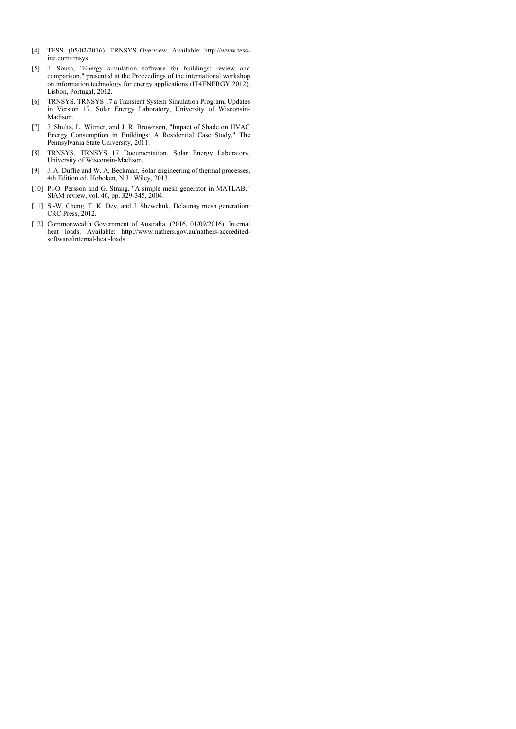[4] TESS. (05/02/2016). TRNSYS Overview. Available: http://www.tess-inc.com/trnsys

[5] J. Sousa, "Energy simulation software for buildings: review and comparison," presented at the Proceedings of the international workshop on information technology for energy applications (IT4ENERGY 2012), Lisbon, Portugal, 2012.

[6] TRNSYS, TRNSYS 17 a Transient System Simulation Program, Updates in Version 17. Solar Energy Laboratory, University of Wisconsin-Madison.

[7] J. Shultz, L. Witmer, and J. R. Brownson, "Impact of Shade on HVAC Energy Consumption in Buildings: A Residential Case Study," The Pennsylvania State University, 2011.

[8] TRNSYS, TRNSYS 17 Documentation. Solar Energy Laboratory, University of Wisconsin-Madison.

[9] J. A. Duffie and W. A. Beckman, Solar engineering of thermal processes, 4th Edition ed. Hoboken, N.J.: Wiley, 2013.

[10] P.-O. Persson and G. Strang, "A simple mesh generator in MATLAB," SIAM review, vol. 46, pp. 329-345, 2004.

[11] S.-W. Cheng, T. K. Dey, and J. Shewchuk, Delaunay mesh generation: CRC Press, 2012.

[12] Commonwealth Government of Australia. (2016, 01/09/2016). Internal heat loads. Available: http://www.nathers.gov.au/nathers-accredited-software/internal-heat-loads